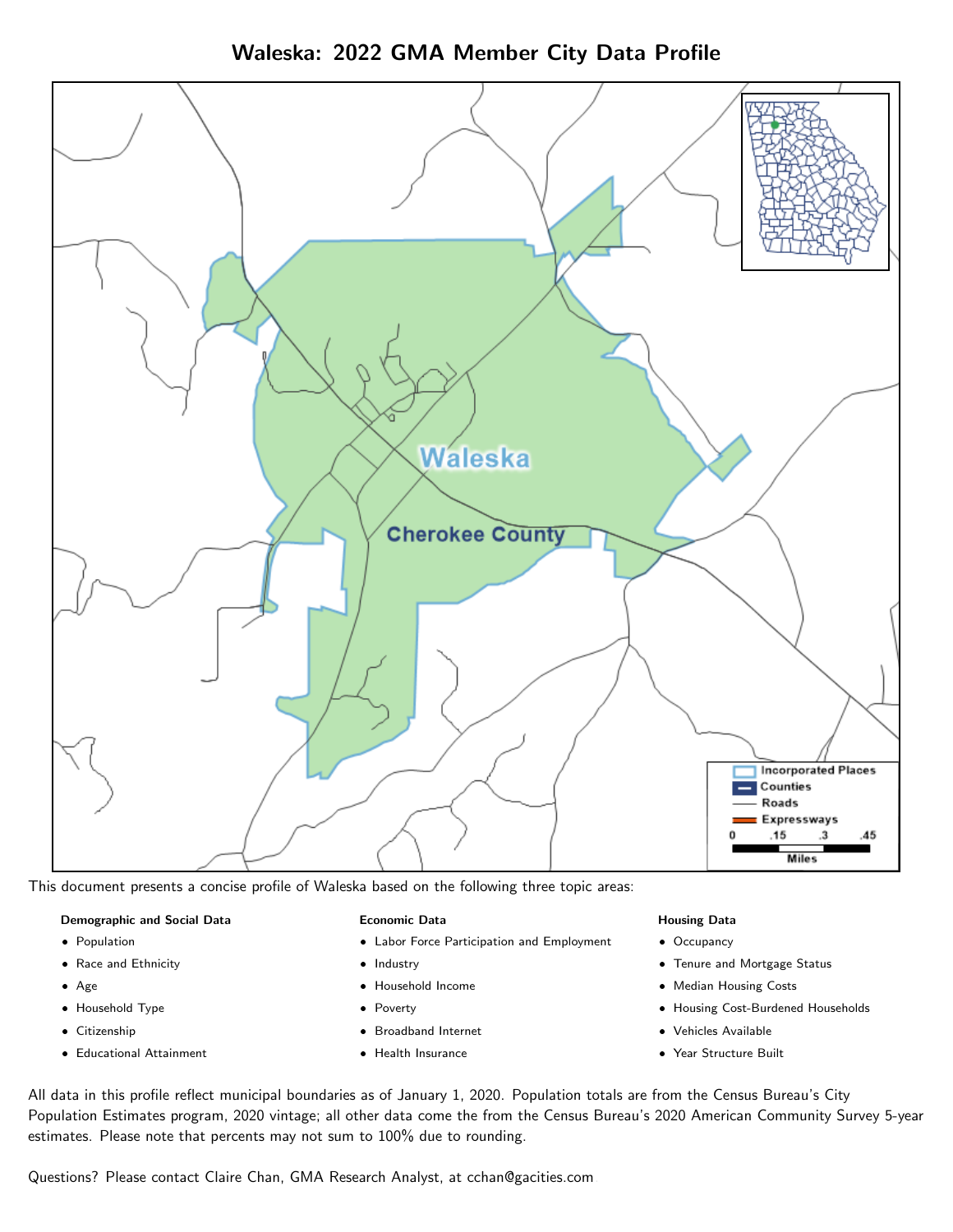# Waleska: 2022 GMA Member City Data Profile

This document presents a concise profile of Waleska based on the following three topic areas:

**Demographic and Social Data**

- Population
- Race and Ethnicity
- Age
- Household Type
- Citizenship
- Educational Attainment

**Economic Data**

- Labor Force Participation and Employment
- Industry
- Household Income
- Poverty
- Broadband Internet
- Health Insurance

**Housing Data**

- Occupancy
- Tenure and Mortgage Status
- Median Housing Costs
- Housing Cost-Burdened Households
- Vehicles Available
- Year Structure Built

All data in this profile reflect municipal boundaries as of January 1, 2020. Population totals are from the Census Bureau's City Population Estimates program, 2020 vintage; all other data come the from the Census Bureau's 2020 American Community Survey 5-year estimates. Please note that percents may not sum to 100% due to rounding.

Questions? Please contact Claire Chan, GMA Research Analyst, at cchan@gacities.com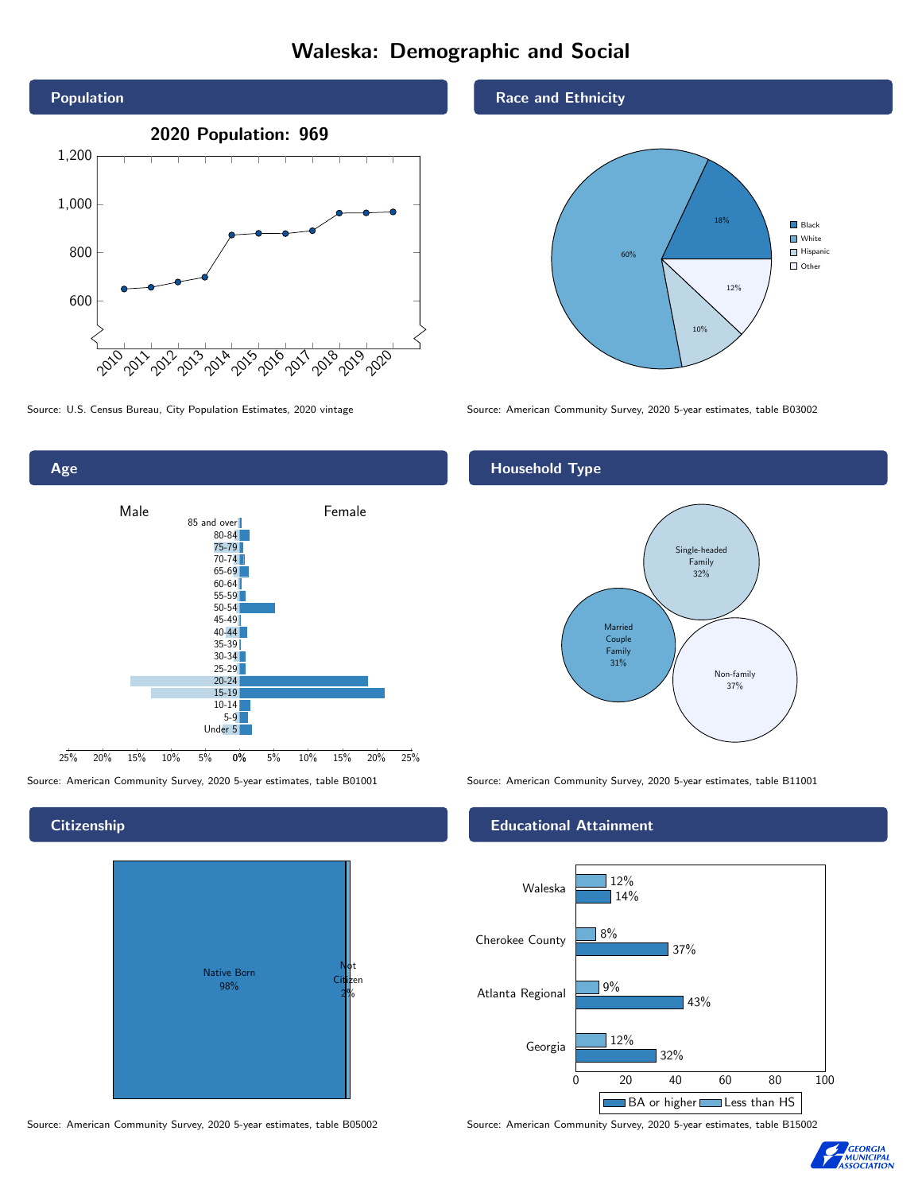# Waleska: Demographic and Social

## Population

**2020 Population: 969**

Source: U.S. Census Bureau, City Population Estimates, 2020 vintage

## Race and Ethnicity

| Race/Ethnicity | Percent |
| --- | --- |
| Black | 18% |
| White | 60% |
| Hispanic | 10% |
| Other | 12% |

Source: American Community Survey, 2020 5-year estimates, table B03002

## Age

Male / Female

Age groups: 85 and over, 80-84, 75-79, 70-74, 65-69, 60-64, 55-59, 50-54, 45-49, 40-44, 35-39, 30-34, 25-29, 20-24, 15-19, 10-14, 5-9, Under 5

Source: American Community Survey, 2020 5-year estimates, table B01001

## Household Type

| Household Type | Percent |
| --- | --- |
| Single-headed Family | 32% |
| Married Couple Family | 31% |
| Non-family | 37% |

Source: American Community Survey, 2020 5-year estimates, table B11001

## Citizenship

| Citizenship | Percent |
| --- | --- |
| Native Born | 98% |
| Not Citizen | 2% |

Source: American Community Survey, 2020 5-year estimates, table B05002

## Educational Attainment

| Area | Less than HS | BA or higher |
| --- | --- | --- |
| Waleska | 12% | 14% |
| Cherokee County | 8% | 37% |
| Atlanta Regional | 9% | 43% |
| Georgia | 12% | 32% |

Source: American Community Survey, 2020 5-year estimates, table B15002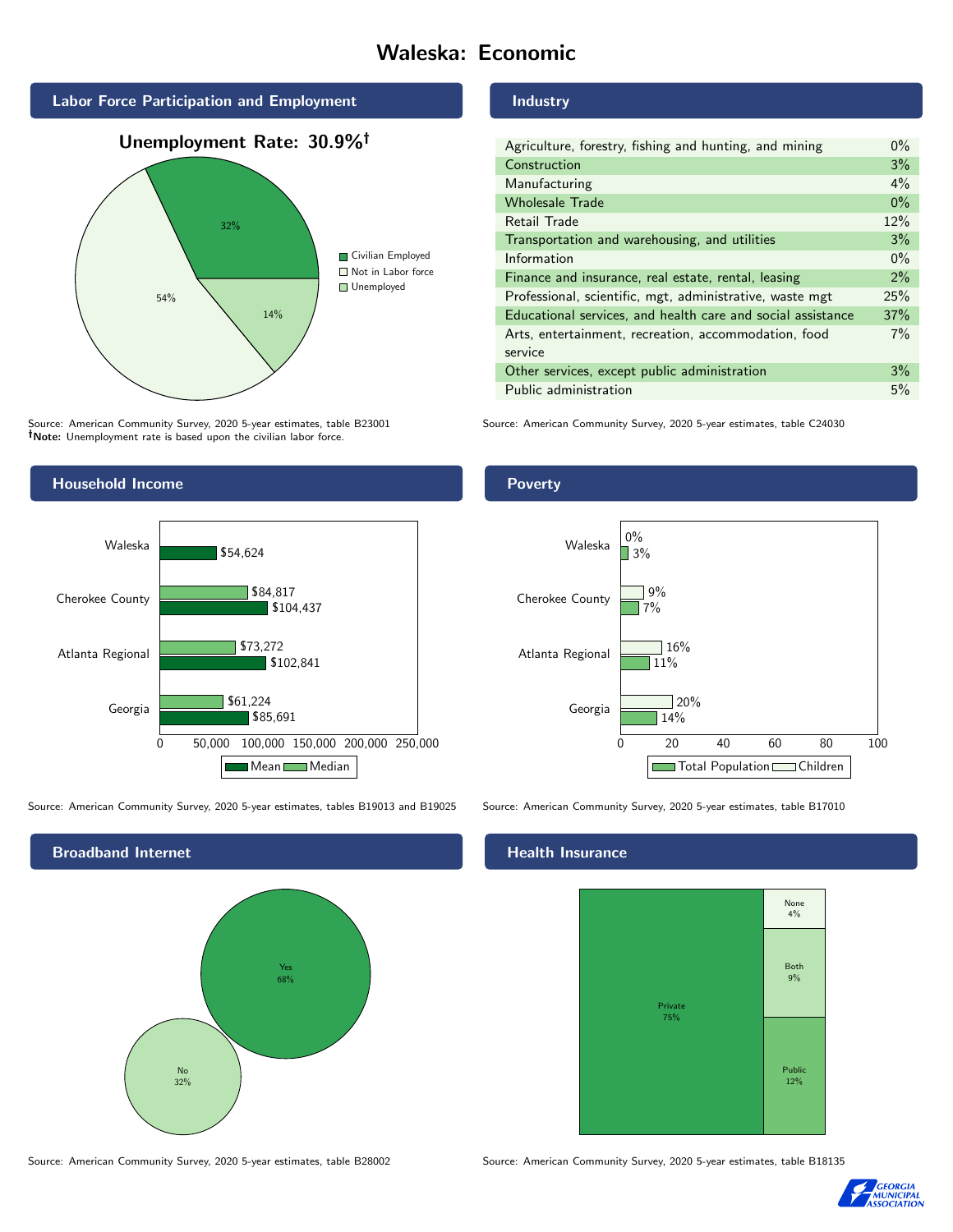# Waleska: Economic

## Labor Force Participation and Employment

**Unemployment Rate: 30.9%†**

| Category | Percent |
|---|---|
| Civilian Employed | 32% |
| Not in Labor force | 54% |
| Unemployed | 14% |

Source: American Community Survey, 2020 5-year estimates, table B23001
**†Note:** Unemployment rate is based upon the civilian labor force.

## Industry

| Industry | Percent |
|---|---|
| Agriculture, forestry, fishing and hunting, and mining | 0% |
| Construction | 3% |
| Manufacturing | 4% |
| Wholesale Trade | 0% |
| Retail Trade | 12% |
| Transportation and warehousing, and utilities | 3% |
| Information | 0% |
| Finance and insurance, real estate, rental, leasing | 2% |
| Professional, scientific, mgt, administrative, waste mgt | 25% |
| Educational services, and health care and social assistance | 37% |
| Arts, entertainment, recreation, accommodation, food service | 7% |
| Other services, except public administration | 3% |
| Public administration | 5% |

Source: American Community Survey, 2020 5-year estimates, table C24030

## Household Income

| | Median | Mean |
|---|---|---|
| Waleska | | $54,624 |
| Cherokee County | $84,817 | $104,437 |
| Atlanta Regional | $73,272 | $102,841 |
| Georgia | $61,224 | $85,691 |

Source: American Community Survey, 2020 5-year estimates, tables B19013 and B19025

## Poverty

| | Children | Total Population |
|---|---|---|
| Waleska | 0% | 3% |
| Cherokee County | 9% | 7% |
| Atlanta Regional | 16% | 11% |
| Georgia | 20% | 14% |

Source: American Community Survey, 2020 5-year estimates, table B17010

## Broadband Internet

| Response | Percent |
|---|---|
| Yes | 68% |
| No | 32% |

Source: American Community Survey, 2020 5-year estimates, table B28002

## Health Insurance

| Type | Percent |
|---|---|
| Private | 75% |
| Public | 12% |
| Both | 9% |
| None | 4% |

Source: American Community Survey, 2020 5-year estimates, table B18135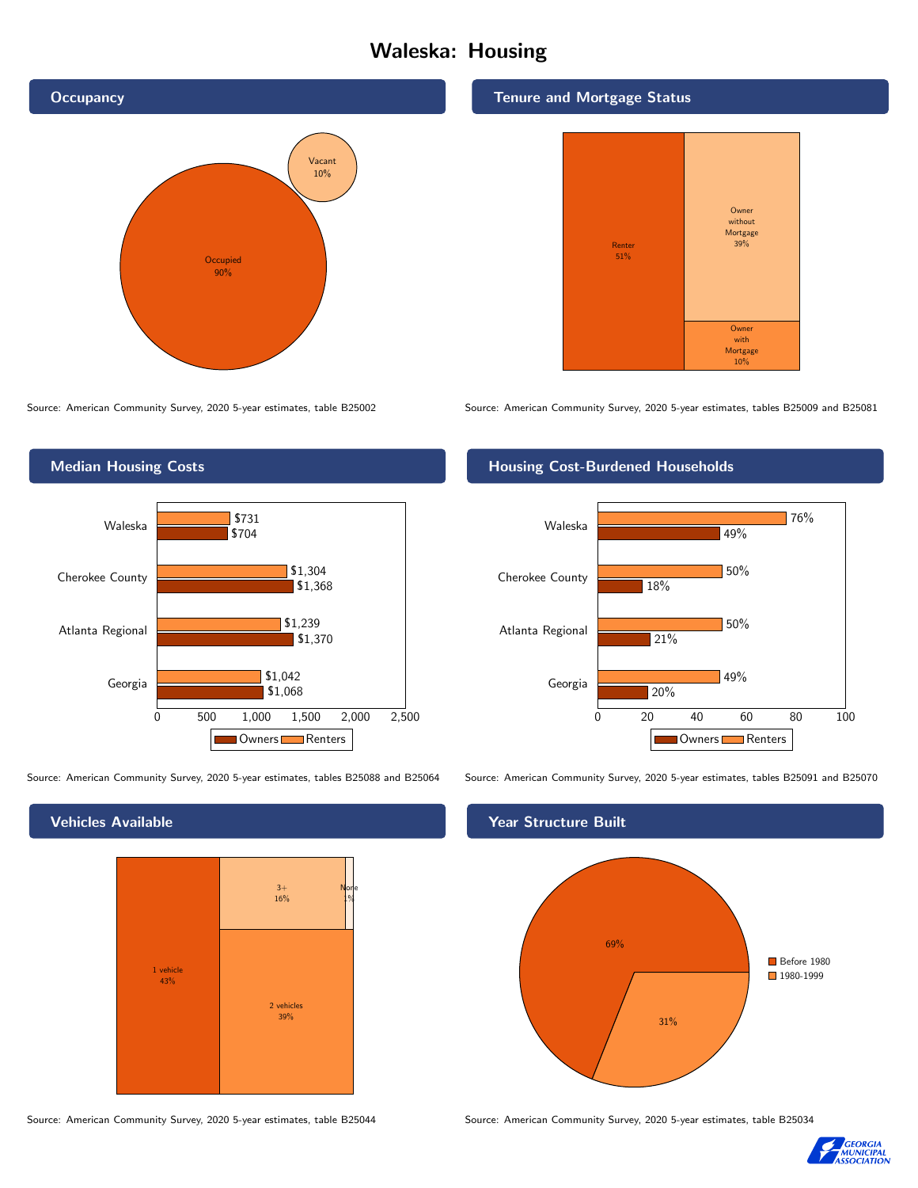# Waleska: Housing

## Occupancy

Vacant
10%

Occupied
90%

Source: American Community Survey, 2020 5-year estimates, table B25002

## Tenure and Mortgage Status

Renter
51%

Owner
without
Mortgage
39%

Owner
with
Mortgage
10%

Source: American Community Survey, 2020 5-year estimates, tables B25009 and B25081

## Median Housing Costs

Waleska
$731
$704

Cherokee County
$1,304
$1,368

Atlanta Regional
$1,239
$1,370

Georgia
$1,042
$1,068

0 500 1,000 1,500 2,000 2,500

Owners Renters

Source: American Community Survey, 2020 5-year estimates, tables B25088 and B25064

## Housing Cost-Burdened Households

Waleska
76%
49%

Cherokee County
50%
18%

Atlanta Regional
50%
21%

Georgia
49%
20%

0 20 40 60 80 100

Owners Renters

Source: American Community Survey, 2020 5-year estimates, tables B25091 and B25070

## Vehicles Available

1 vehicle
43%

3+
16%

None
1%

2 vehicles
39%

Source: American Community Survey, 2020 5-year estimates, table B25044

## Year Structure Built

69%

31%

Before 1980
1980-1999

Source: American Community Survey, 2020 5-year estimates, table B25034